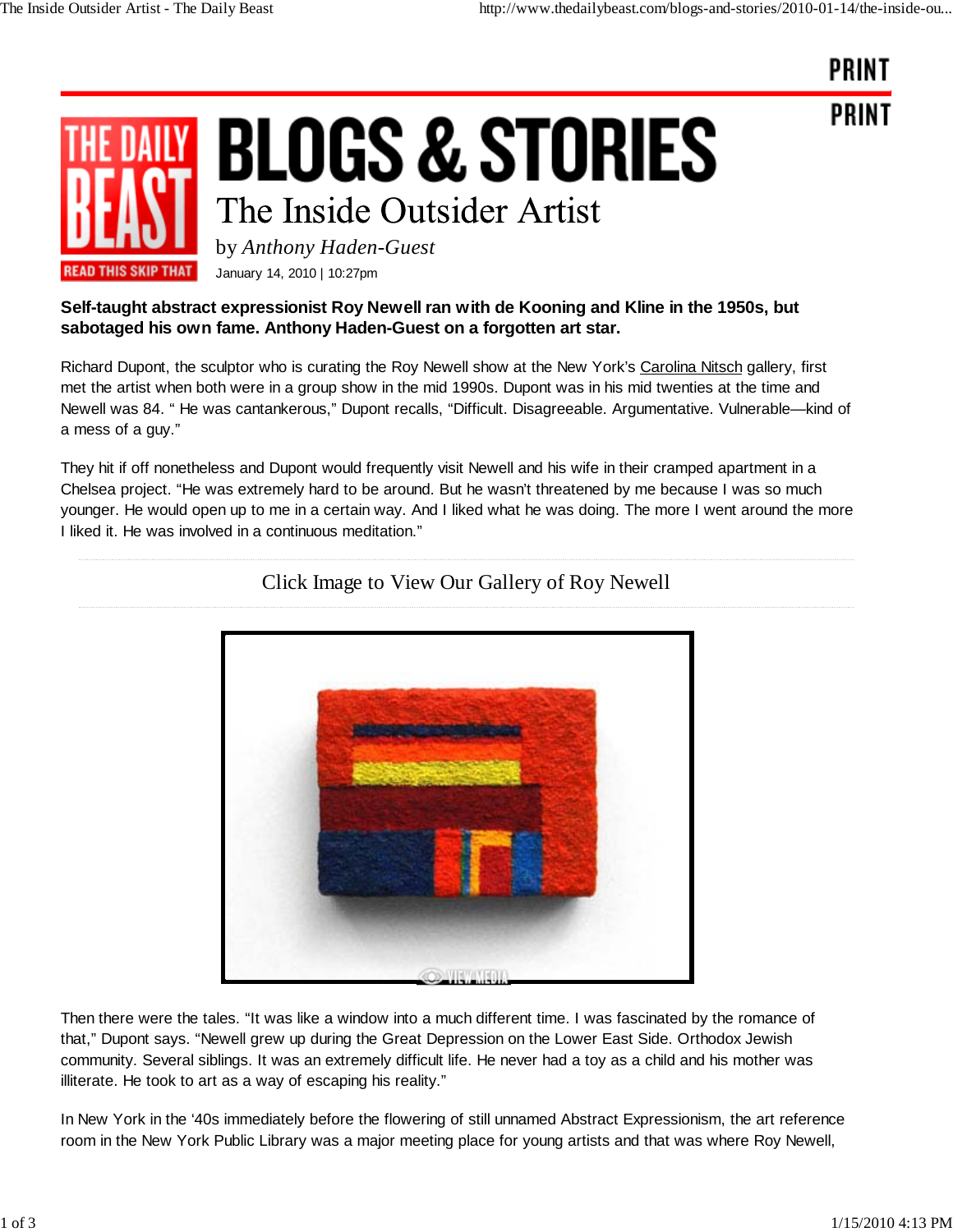# BLOGS & STORIES

## The Inside Outsider Artist

by *Anthony Haden-Guest*

January 14, 2010 | 10:27pm

**Self-taught abstract expressionist Roy Newell ran with de Kooning and Kline in the 1950s, but sabotaged his own fame. Anthony Haden-Guest on a forgotten art star.**

Richard Dupont, the sculptor who is curating the Roy Newell show at the New York's Carolina Nitsch gallery, first met the artist when both were in a group show in the mid 1990s. Dupont was in his mid twenties at the time and Newell was 84. " He was cantankerous," Dupont recalls, "Difficult. Disagreeable. Argumentative. Vulnerable—kind of a mess of a guy."

They hit if off nonetheless and Dupont would frequently visit Newell and his wife in their cramped apartment in a Chelsea project. "He was extremely hard to be around. But he wasn't threatened by me because I was so much younger. He would open up to me in a certain way. And I liked what he was doing. The more I went around the more I liked it. He was involved in a continuous meditation."

Click Image to View Our Gallery of Roy Newell

Then there were the tales. "It was like a window into a much different time. I was fascinated by the romance of that," Dupont says. "Newell grew up during the Great Depression on the Lower East Side. Orthodox Jewish community. Several siblings. It was an extremely difficult life. He never had a toy as a child and his mother was illiterate. He took to art as a way of escaping his reality."

In New York in the '40s immediately before the flowering of still unnamed Abstract Expressionism, the art reference room in the New York Public Library was a major meeting place for young artists and that was where Roy Newell,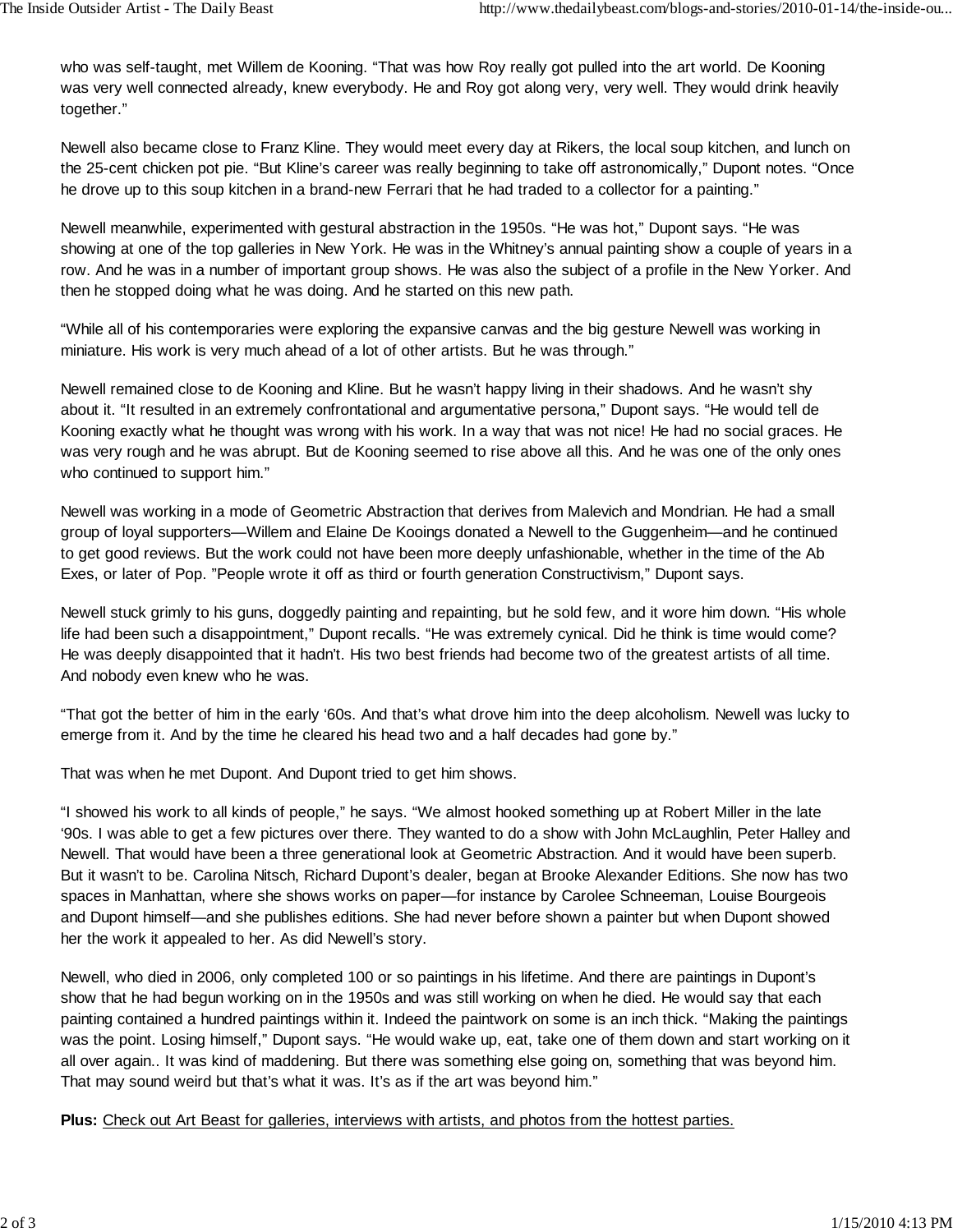who was self-taught, met Willem de Kooning. "That was how Roy really got pulled into the art world. De Kooning was very well connected already, knew everybody. He and Roy got along very, very well. They would drink heavily together."

Newell also became close to Franz Kline. They would meet every day at Rikers, the local soup kitchen, and lunch on the 25-cent chicken pot pie. "But Kline's career was really beginning to take off astronomically," Dupont notes. "Once he drove up to this soup kitchen in a brand-new Ferrari that he had traded to a collector for a painting."

Newell meanwhile, experimented with gestural abstraction in the 1950s. "He was hot," Dupont says. "He was showing at one of the top galleries in New York. He was in the Whitney's annual painting show a couple of years in a row. And he was in a number of important group shows. He was also the subject of a profile in the New Yorker. And then he stopped doing what he was doing. And he started on this new path.

"While all of his contemporaries were exploring the expansive canvas and the big gesture Newell was working in miniature. His work is very much ahead of a lot of other artists. But he was through."

Newell remained close to de Kooning and Kline. But he wasn't happy living in their shadows. And he wasn't shy about it. "It resulted in an extremely confrontational and argumentative persona," Dupont says. "He would tell de Kooning exactly what he thought was wrong with his work. In a way that was not nice! He had no social graces. He was very rough and he was abrupt. But de Kooning seemed to rise above all this. And he was one of the only ones who continued to support him."

Newell was working in a mode of Geometric Abstraction that derives from Malevich and Mondrian. He had a small group of loyal supporters—Willem and Elaine De Kooings donated a Newell to the Guggenheim—and he continued to get good reviews. But the work could not have been more deeply unfashionable, whether in the time of the Ab Exes, or later of Pop. "People wrote it off as third or fourth generation Constructivism," Dupont says.

Newell stuck grimly to his guns, doggedly painting and repainting, but he sold few, and it wore him down. "His whole life had been such a disappointment," Dupont recalls. "He was extremely cynical. Did he think is time would come? He was deeply disappointed that it hadn't. His two best friends had become two of the greatest artists of all time. And nobody even knew who he was.

"That got the better of him in the early '60s. And that's what drove him into the deep alcoholism. Newell was lucky to emerge from it. And by the time he cleared his head two and a half decades had gone by."

That was when he met Dupont. And Dupont tried to get him shows.

"I showed his work to all kinds of people," he says. "We almost hooked something up at Robert Miller in the late '90s. I was able to get a few pictures over there. They wanted to do a show with John McLaughlin, Peter Halley and Newell. That would have been a three generational look at Geometric Abstraction. And it would have been superb. But it wasn't to be. Carolina Nitsch, Richard Dupont's dealer, began at Brooke Alexander Editions. She now has two spaces in Manhattan, where she shows works on paper—for instance by Carolee Schneeman, Louise Bourgeois and Dupont himself—and she publishes editions. She had never before shown a painter but when Dupont showed her the work it appealed to her. As did Newell's story.

Newell, who died in 2006, only completed 100 or so paintings in his lifetime. And there are paintings in Dupont's show that he had begun working on in the 1950s and was still working on when he died. He would say that each painting contained a hundred paintings within it. Indeed the paintwork on some is an inch thick. "Making the paintings was the point. Losing himself," Dupont says. "He would wake up, eat, take one of them down and start working on it all over again.. It was kind of maddening. But there was something else going on, something that was beyond him. That may sound weird but that's what it was. It's as if the art was beyond him."

**Plus:** Check out Art Beast for galleries, interviews with artists, and photos from the hottest parties.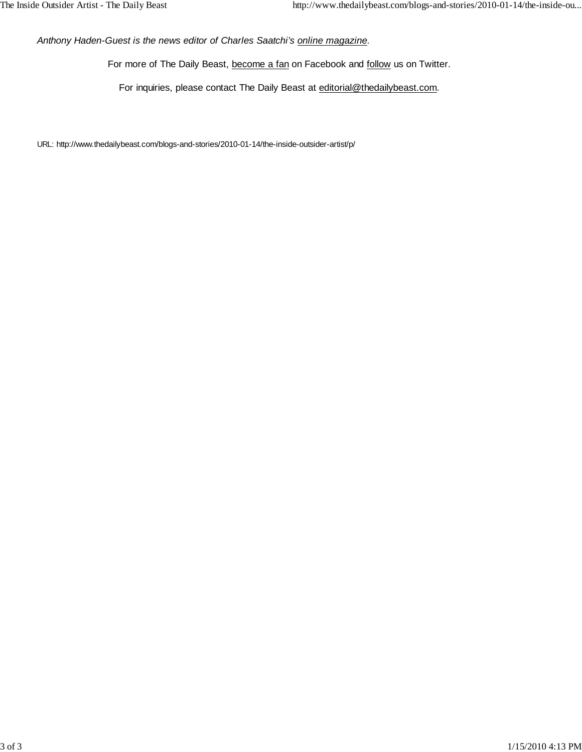*Anthony Haden-Guest is the news editor of Charles Saatchi's online magazine.*

For more of The Daily Beast, become a fan on Facebook and follow us on Twitter.

For inquiries, please contact The Daily Beast at editorial@thedailybeast.com.

URL: http://www.thedailybeast.com/blogs-and-stories/2010-01-14/the-inside-outsider-artist/p/